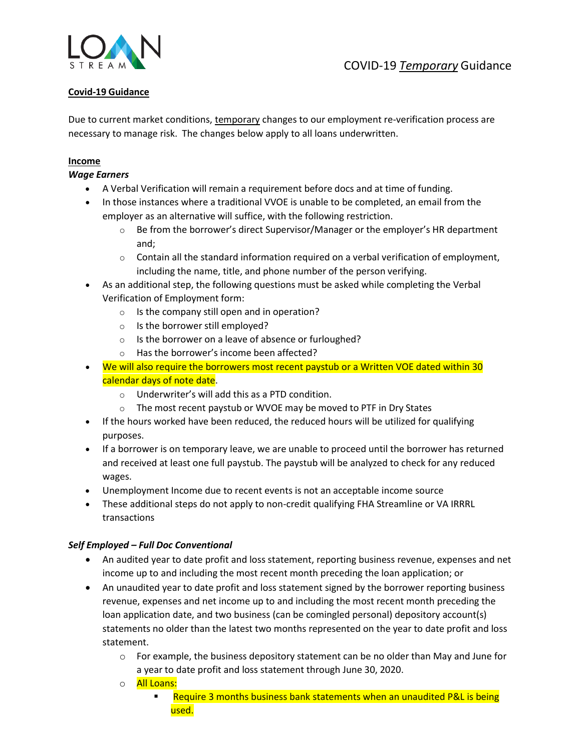# COVID-19 *Temporary* Guidance

**Covid-19 Guidance**

Due to current market conditions, temporary changes to our employment re-verification process are necessary to manage risk. The changes below apply to all loans underwritten.

**Income**

***Wage Earners***

- A Verbal Verification will remain a requirement before docs and at time of funding.
- In those instances where a traditional VVOE is unable to be completed, an email from the employer as an alternative will suffice, with the following restriction.
  - Be from the borrower's direct Supervisor/Manager or the employer's HR department and;
  - Contain all the standard information required on a verbal verification of employment, including the name, title, and phone number of the person verifying.
- As an additional step, the following questions must be asked while completing the Verbal Verification of Employment form:
  - Is the company still open and in operation?
  - Is the borrower still employed?
  - Is the borrower on a leave of absence or furloughed?
  - Has the borrower's income been affected?
- We will also require the borrowers most recent paystub or a Written VOE dated within 30 calendar days of note date.
  - Underwriter's will add this as a PTD condition.
  - The most recent paystub or WVOE may be moved to PTF in Dry States
- If the hours worked have been reduced, the reduced hours will be utilized for qualifying purposes.
- If a borrower is on temporary leave, we are unable to proceed until the borrower has returned and received at least one full paystub. The paystub will be analyzed to check for any reduced wages.
- Unemployment Income due to recent events is not an acceptable income source
- These additional steps do not apply to non-credit qualifying FHA Streamline or VA IRRRL transactions

***Self Employed – Full Doc Conventional***

- An audited year to date profit and loss statement, reporting business revenue, expenses and net income up to and including the most recent month preceding the loan application; or
- An unaudited year to date profit and loss statement signed by the borrower reporting business revenue, expenses and net income up to and including the most recent month preceding the loan application date, and two business (can be comingled personal) depository account(s) statements no older than the latest two months represented on the year to date profit and loss statement.
  - For example, the business depository statement can be no older than May and June for a year to date profit and loss statement through June 30, 2020.
  - All Loans:
    - Require 3 months business bank statements when an unaudited P&L is being used.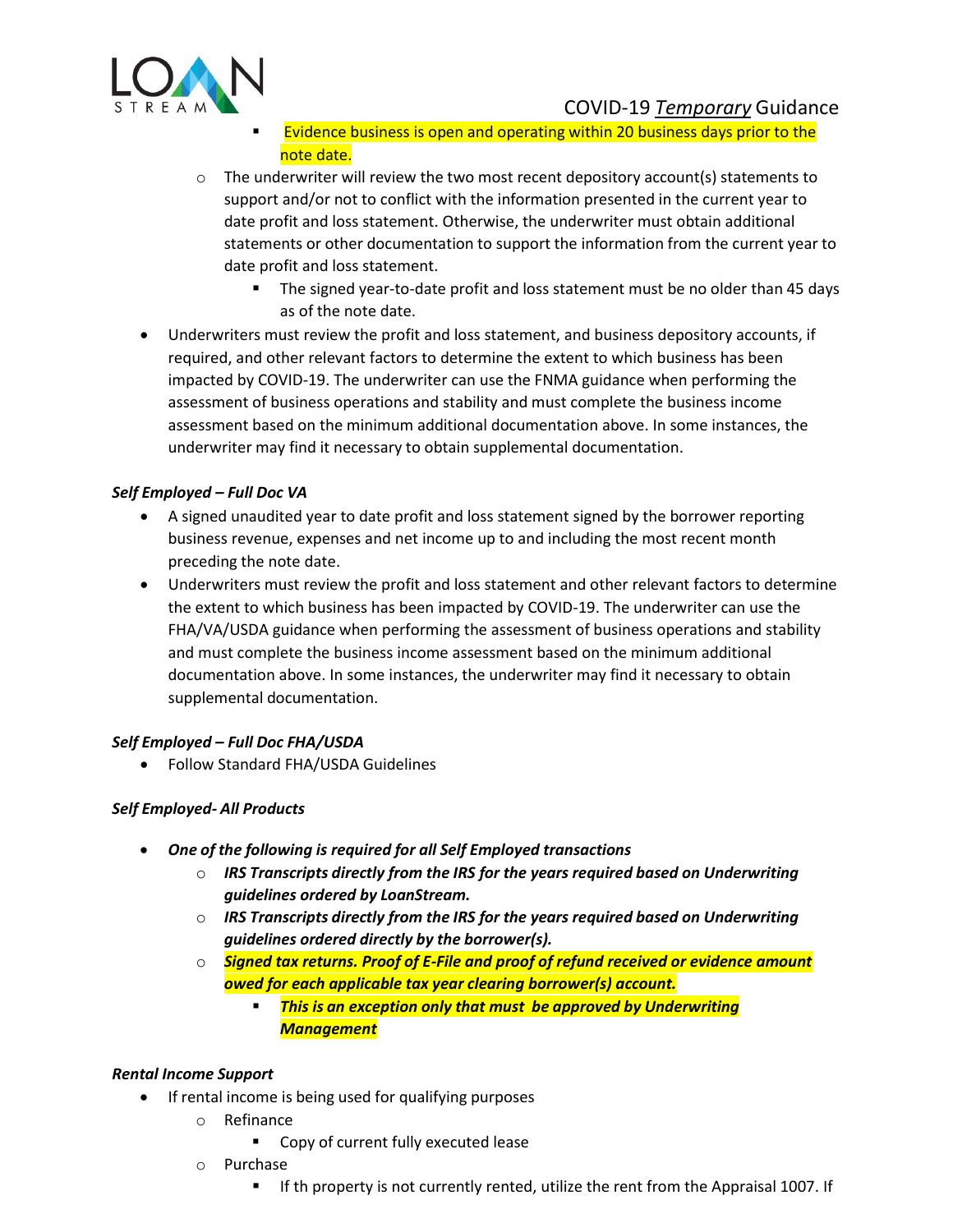- Evidence business is open and operating within 20 business days prior to the note date.
    - The underwriter will review the two most recent depository account(s) statements to support and/or not to conflict with the information presented in the current year to date profit and loss statement. Otherwise, the underwriter must obtain additional statements or other documentation to support the information from the current year to date profit and loss statement.
        - The signed year-to-date profit and loss statement must be no older than 45 days as of the note date.
- Underwriters must review the profit and loss statement, and business depository accounts, if required, and other relevant factors to determine the extent to which business has been impacted by COVID-19. The underwriter can use the FNMA guidance when performing the assessment of business operations and stability and must complete the business income assessment based on the minimum additional documentation above. In some instances, the underwriter may find it necessary to obtain supplemental documentation.

***Self Employed – Full Doc VA***

- A signed unaudited year to date profit and loss statement signed by the borrower reporting business revenue, expenses and net income up to and including the most recent month preceding the note date.
- Underwriters must review the profit and loss statement and other relevant factors to determine the extent to which business has been impacted by COVID-19. The underwriter can use the FHA/VA/USDA guidance when performing the assessment of business operations and stability and must complete the business income assessment based on the minimum additional documentation above. In some instances, the underwriter may find it necessary to obtain supplemental documentation.

***Self Employed – Full Doc FHA/USDA***

- Follow Standard FHA/USDA Guidelines

***Self Employed- All Products***

- ***One of the following is required for all Self Employed transactions***
    - ***IRS Transcripts directly from the IRS for the years required based on Underwriting guidelines ordered by LoanStream.***
    - ***IRS Transcripts directly from the IRS for the years required based on Underwriting guidelines ordered directly by the borrower(s).***
    - ***Signed tax returns. Proof of E-File and proof of refund received or evidence amount owed for each applicable tax year clearing borrower(s) account.***
        - ***This is an exception only that must be approved by Underwriting Management***

***Rental Income Support***

- If rental income is being used for qualifying purposes
    - Refinance
        - Copy of current fully executed lease
    - Purchase
        - If th property is not currently rented, utilize the rent from the Appraisal 1007. If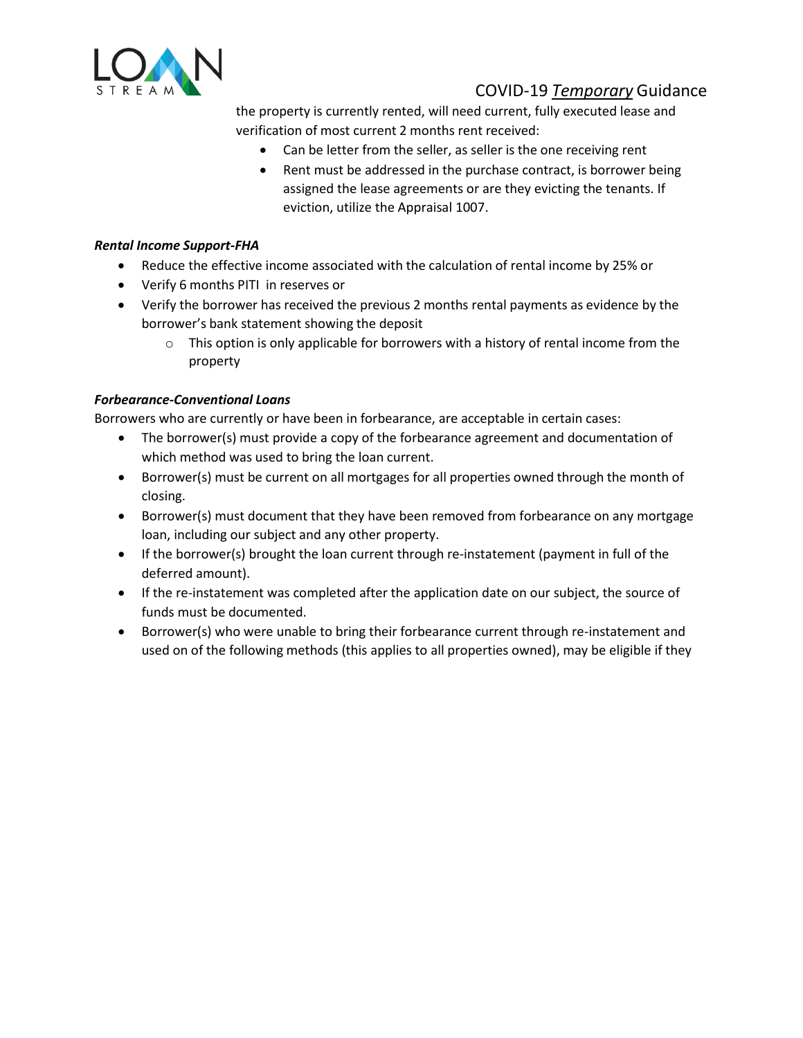the property is currently rented, will need current, fully executed lease and verification of most current 2 months rent received:

- Can be letter from the seller, as seller is the one receiving rent
- Rent must be addressed in the purchase contract, is borrower being assigned the lease agreements or are they evicting the tenants. If eviction, utilize the Appraisal 1007.

***Rental Income Support-FHA***

- Reduce the effective income associated with the calculation of rental income by 25% or
- Verify 6 months PITI in reserves or
- Verify the borrower has received the previous 2 months rental payments as evidence by the borrower's bank statement showing the deposit
    - This option is only applicable for borrowers with a history of rental income from the property

***Forbearance-Conventional Loans***

Borrowers who are currently or have been in forbearance, are acceptable in certain cases:

- The borrower(s) must provide a copy of the forbearance agreement and documentation of which method was used to bring the loan current.
- Borrower(s) must be current on all mortgages for all properties owned through the month of closing.
- Borrower(s) must document that they have been removed from forbearance on any mortgage loan, including our subject and any other property.
- If the borrower(s) brought the loan current through re-instatement (payment in full of the deferred amount).
- If the re-instatement was completed after the application date on our subject, the source of funds must be documented.
- Borrower(s) who were unable to bring their forbearance current through re-instatement and used on of the following methods (this applies to all properties owned), may be eligible if they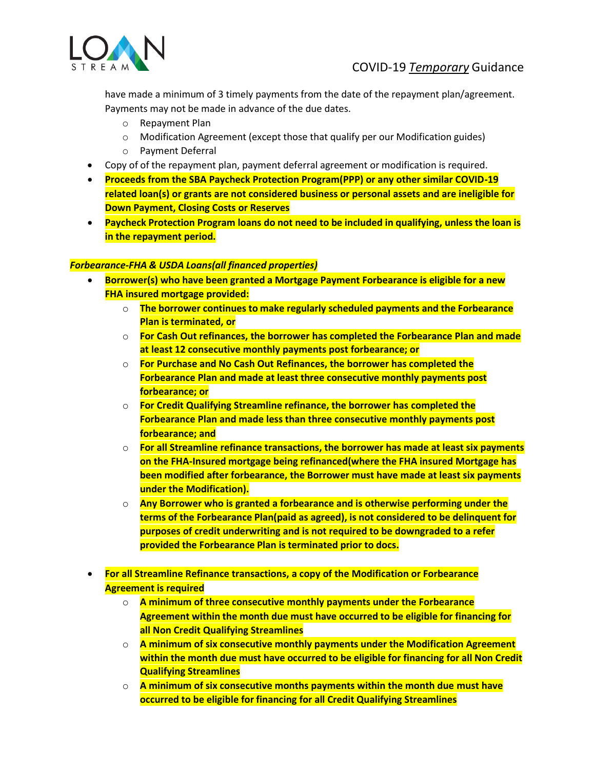have made a minimum of 3 timely payments from the date of the repayment plan/agreement. Payments may not be made in advance of the due dates.

  - Repayment Plan
  - Modification Agreement (except those that qualify per our Modification guides)
  - Payment Deferral

- Copy of of the repayment plan, payment deferral agreement or modification is required.
- **Proceeds from the SBA Paycheck Protection Program(PPP) or any other similar COVID-19 related loan(s) or grants are not considered business or personal assets and are ineligible for Down Payment, Closing Costs or Reserves**
- **Paycheck Protection Program loans do not need to be included in qualifying, unless the loan is in the repayment period.**

***Forbearance-FHA & USDA Loans(all financed properties)***

- **Borrower(s) who have been granted a Mortgage Payment Forbearance is eligible for a new FHA insured mortgage provided:**
  - **The borrower continues to make regularly scheduled payments and the Forbearance Plan is terminated, or**
  - **For Cash Out refinances, the borrower has completed the Forbearance Plan and made at least 12 consecutive monthly payments post forbearance; or**
  - **For Purchase and No Cash Out Refinances, the borrower has completed the Forbearance Plan and made at least three consecutive monthly payments post forbearance; or**
  - **For Credit Qualifying Streamline refinance, the borrower has completed the Forbearance Plan and made less than three consecutive monthly payments post forbearance; and**
  - **For all Streamline refinance transactions, the borrower has made at least six payments on the FHA-Insured mortgage being refinanced(where the FHA insured Mortgage has been modified after forbearance, the Borrower must have made at least six payments under the Modification).**
  - **Any Borrower who is granted a forbearance and is otherwise performing under the terms of the Forbearance Plan(paid as agreed), is not considered to be delinquent for purposes of credit underwriting and is not required to be downgraded to a refer provided the Forbearance Plan is terminated prior to docs.**

- **For all Streamline Refinance transactions, a copy of the Modification or Forbearance Agreement is required**
  - **A minimum of three consecutive monthly payments under the Forbearance Agreement within the month due must have occurred to be eligible for financing for all Non Credit Qualifying Streamlines**
  - **A minimum of six consecutive monthly payments under the Modification Agreement within the month due must have occurred to be eligible for financing for all Non Credit Qualifying Streamlines**
  - **A minimum of six consecutive months payments within the month due must have occurred to be eligible for financing for all Credit Qualifying Streamlines**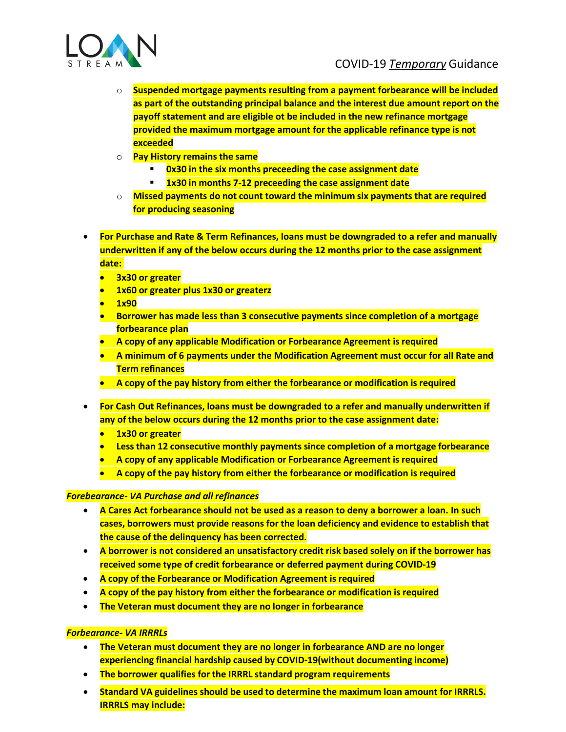- **Suspended mortgage payments resulting from a payment forbearance will be included as part of the outstanding principal balance and the interest due amount report on the payoff statement and are eligible ot be included in the new refinance mortgage provided the maximum mortgage amount for the applicable refinance type is not exceeded**
  - **Pay History remains the same**
    - **0x30 in the six months preceeding the case assignment date**
    - **1x30 in months 7-12 preceeding the case assignment date**
  - **Missed payments do not count toward the minimum six payments that are required for producing seasoning**

- **For Purchase and Rate & Term Refinances, loans must be downgraded to a refer and manually underwritten if any of the below occurs during the 12 months prior to the case assignment date:**
  - **3x30 or greater**
  - **1x60 or greater plus 1x30 or greaterz**
  - **1x90**
  - **Borrower has made less than 3 consecutive payments since completion of a mortgage forbearance plan**
  - **A copy of any applicable Modification or Forbearance Agreement is required**
  - **A minimum of 6 payments under the Modification Agreement must occur for all Rate and Term refinances**
  - **A copy of the pay history from either the forbearance or modification is required**

- **For Cash Out Refinances, loans must be downgraded to a refer and manually underwritten if any of the below occurs during the 12 months prior to the case assignment date:**
  - **1x30 or greater**
  - **Less than 12 consecutive monthly payments since completion of a mortgage forbearance**
  - **A copy of any applicable Modification or Forbearance Agreement is required**
  - **A copy of the pay history from either the forbearance or modification is required**

***Forebearance- VA Purchase and all refinances***

- **A Cares Act forbearance should not be used as a reason to deny a borrower a loan. In such cases, borrowers must provide reasons for the loan deficiency and evidence to establish that the cause of the delinquency has been corrected.**
- **A borrower is not considered an unsatisfactory credit risk based solely on if the borrower has received some type of credit forbearance or deferred payment during COVID-19**
- **A copy of the Forbearance or Modification Agreement is required**
- **A copy of the pay history from either the forbearance or modification is required**
- **The Veteran must document they are no longer in forbearance**

***Forbearance- VA IRRRLs***

- **The Veteran must document they are no longer in forbearance AND are no longer experiencing financial hardship caused by COVID-19(without documenting income)**
- **The borrower qualifies for the IRRRL standard program requirements**
- **Standard VA guidelines should be used to determine the maximum loan amount for IRRRLS. IRRRLS may include:**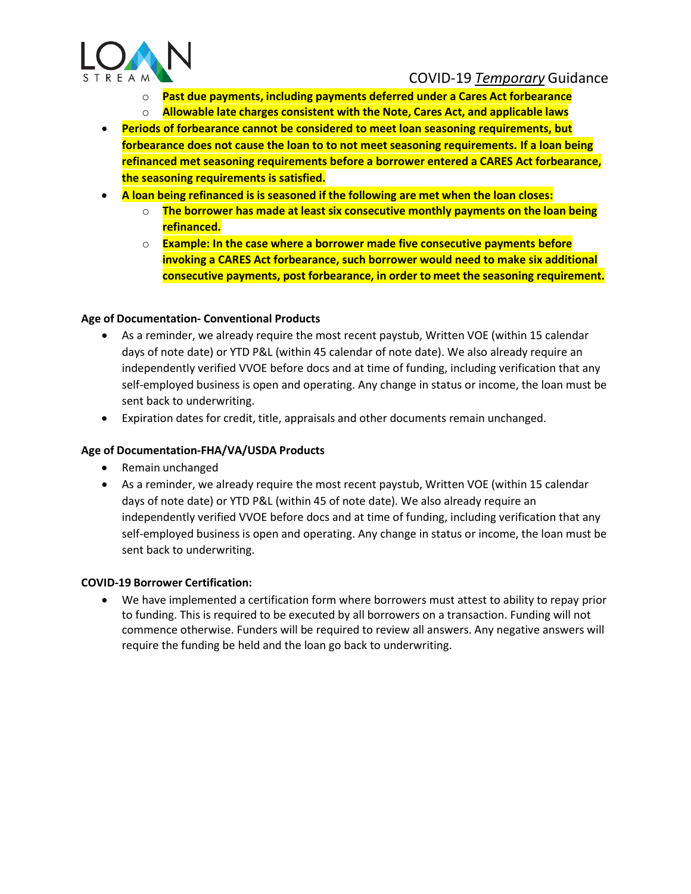- **Past due payments, including payments deferred under a Cares Act forbearance**
- **Allowable late charges consistent with the Note, Cares Act, and applicable laws**

- **Periods of forbearance cannot be considered to meet loan seasoning requirements, but forbearance does not cause the loan to to not meet seasoning requirements. If a loan being refinanced met seasoning requirements before a borrower entered a CARES Act forbearance, the seasoning requirements is satisfied.**
- **A loan being refinanced is is seasoned if the following are met when the loan closes:**
  - **The borrower has made at least six consecutive monthly payments on the loan being refinanced.**
  - **Example: In the case where a borrower made five consecutive payments before invoking a CARES Act forbearance, such borrower would need to make six additional consecutive payments, post forbearance, in order to meet the seasoning requirement.**

**Age of Documentation- Conventional Products**

- As a reminder, we already require the most recent paystub, Written VOE (within 15 calendar days of note date) or YTD P&L (within 45 calendar of note date). We also already require an independently verified VVOE before docs and at time of funding, including verification that any self-employed business is open and operating. Any change in status or income, the loan must be sent back to underwriting.
- Expiration dates for credit, title, appraisals and other documents remain unchanged.

**Age of Documentation-FHA/VA/USDA Products**

- Remain unchanged
- As a reminder, we already require the most recent paystub, Written VOE (within 15 calendar days of note date) or YTD P&L (within 45 of note date). We also already require an independently verified VVOE before docs and at time of funding, including verification that any self-employed business is open and operating. Any change in status or income, the loan must be sent back to underwriting.

**COVID-19 Borrower Certification:**

- We have implemented a certification form where borrowers must attest to ability to repay prior to funding. This is required to be executed by all borrowers on a transaction. Funding will not commence otherwise. Funders will be required to review all answers. Any negative answers will require the funding be held and the loan go back to underwriting.